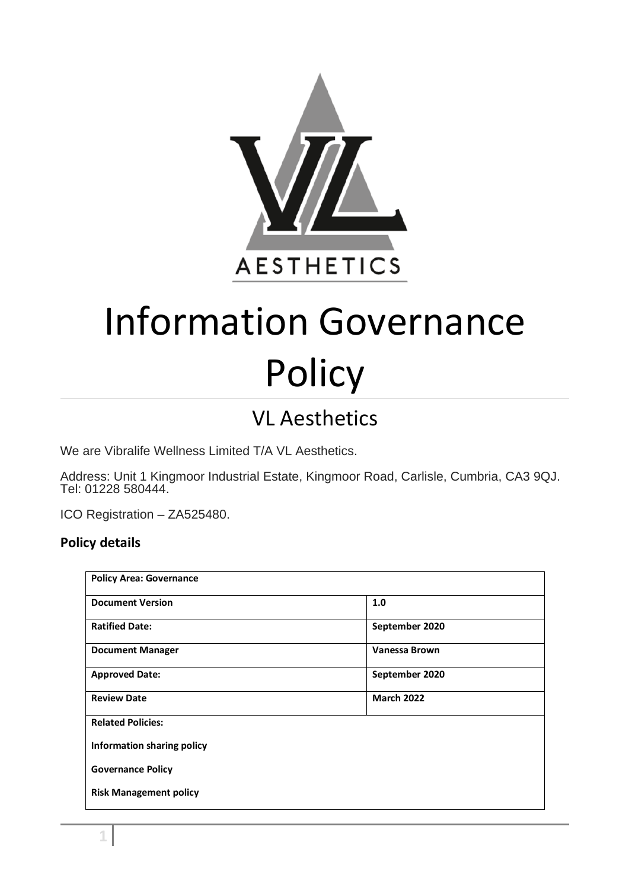# Information Governance Policy

## VL Aesthetics

We are Vibralife Wellness Limited T/A VL Aesthetics.

Address: Unit 1 Kingmoor Industrial Estate, Kingmoor Road, Carlisle, Cumbria, CA3 9QJ. Tel: 01228 580444.

ICO Registration – ZA525480.

### Policy details

| **Policy Area: Governance** | |
|---|---|
| **Document Version** | **1.0** |
| **Ratified Date:** | **September 2020** |
| **Document Manager** | **Vanessa Brown** |
| **Approved Date:** | **September 2020** |
| **Review Date** | **March 2022** |
| **Related Policies:**<br>**Information sharing policy**<br>**Governance Policy**<br>**Risk Management policy** | |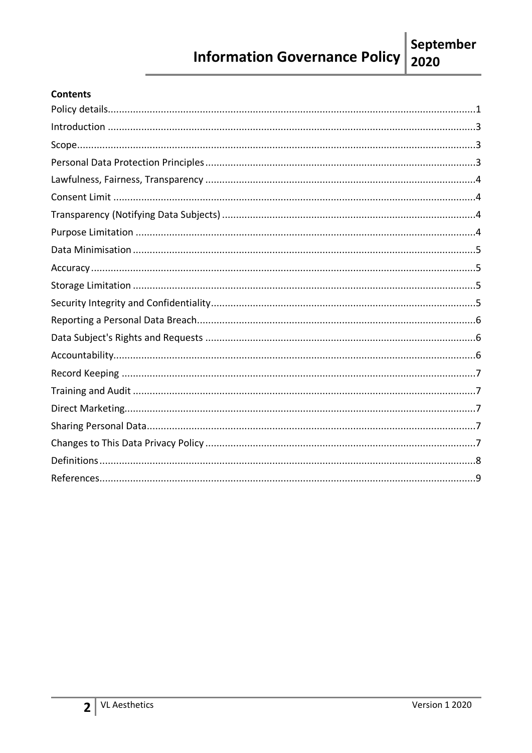**Contents**

Policy details....1
Introduction....3
Scope....3
Personal Data Protection Principles....3
Lawfulness, Fairness, Transparency....4
Consent Limit....4
Transparency (Notifying Data Subjects)....4
Purpose Limitation....4
Data Minimisation....5
Accuracy....5
Storage Limitation....5
Security Integrity and Confidentiality....5
Reporting a Personal Data Breach....6
Data Subject's Rights and Requests....6
Accountability....6
Record Keeping....7
Training and Audit....7
Direct Marketing....7
Sharing Personal Data....7
Changes to This Data Privacy Policy....7
Definitions....8
References....9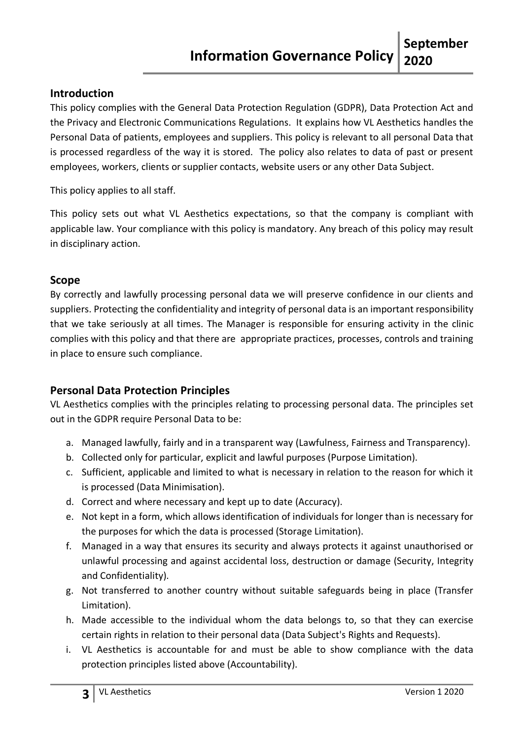## Introduction

This policy complies with the General Data Protection Regulation (GDPR), Data Protection Act and the Privacy and Electronic Communications Regulations. It explains how VL Aesthetics handles the Personal Data of patients, employees and suppliers. This policy is relevant to all personal Data that is processed regardless of the way it is stored. The policy also relates to data of past or present employees, workers, clients or supplier contacts, website users or any other Data Subject.

This policy applies to all staff.

This policy sets out what VL Aesthetics expectations, so that the company is compliant with applicable law. Your compliance with this policy is mandatory. Any breach of this policy may result in disciplinary action.

## Scope

By correctly and lawfully processing personal data we will preserve confidence in our clients and suppliers. Protecting the confidentiality and integrity of personal data is an important responsibility that we take seriously at all times. The Manager is responsible for ensuring activity in the clinic complies with this policy and that there are appropriate practices, processes, controls and training in place to ensure such compliance.

## Personal Data Protection Principles

VL Aesthetics complies with the principles relating to processing personal data. The principles set out in the GDPR require Personal Data to be:

a. Managed lawfully, fairly and in a transparent way (Lawfulness, Fairness and Transparency).
b. Collected only for particular, explicit and lawful purposes (Purpose Limitation).
c. Sufficient, applicable and limited to what is necessary in relation to the reason for which it is processed (Data Minimisation).
d. Correct and where necessary and kept up to date (Accuracy).
e. Not kept in a form, which allows identification of individuals for longer than is necessary for the purposes for which the data is processed (Storage Limitation).
f. Managed in a way that ensures its security and always protects it against unauthorised or unlawful processing and against accidental loss, destruction or damage (Security, Integrity and Confidentiality).
g. Not transferred to another country without suitable safeguards being in place (Transfer Limitation).
h. Made accessible to the individual whom the data belongs to, so that they can exercise certain rights in relation to their personal data (Data Subject's Rights and Requests).
i. VL Aesthetics is accountable for and must be able to show compliance with the data protection principles listed above (Accountability).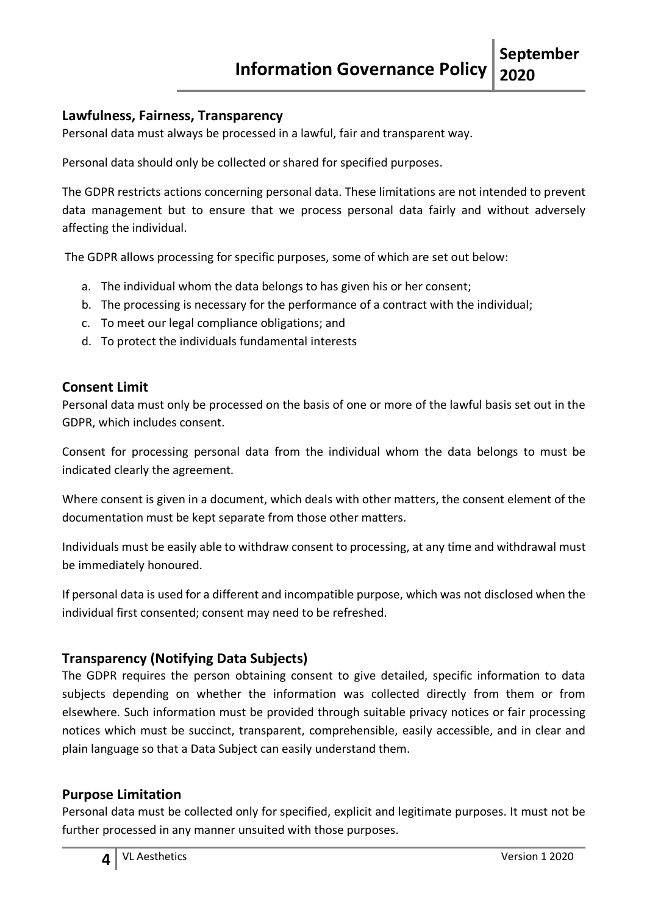## Lawfulness, Fairness, Transparency

Personal data must always be processed in a lawful, fair and transparent way.

Personal data should only be collected or shared for specified purposes.

The GDPR restricts actions concerning personal data. These limitations are not intended to prevent data management but to ensure that we process personal data fairly and without adversely affecting the individual.

The GDPR allows processing for specific purposes, some of which are set out below:

a. The individual whom the data belongs to has given his or her consent;
b. The processing is necessary for the performance of a contract with the individual;
c. To meet our legal compliance obligations; and
d. To protect the individuals fundamental interests

## Consent Limit

Personal data must only be processed on the basis of one or more of the lawful basis set out in the GDPR, which includes consent.

Consent for processing personal data from the individual whom the data belongs to must be indicated clearly the agreement.

Where consent is given in a document, which deals with other matters, the consent element of the documentation must be kept separate from those other matters.

Individuals must be easily able to withdraw consent to processing, at any time and withdrawal must be immediately honoured.

If personal data is used for a different and incompatible purpose, which was not disclosed when the individual first consented; consent may need to be refreshed.

## Transparency (Notifying Data Subjects)

The GDPR requires the person obtaining consent to give detailed, specific information to data subjects depending on whether the information was collected directly from them or from elsewhere. Such information must be provided through suitable privacy notices or fair processing notices which must be succinct, transparent, comprehensible, easily accessible, and in clear and plain language so that a Data Subject can easily understand them.

## Purpose Limitation

Personal data must be collected only for specified, explicit and legitimate purposes. It must not be further processed in any manner unsuited with those purposes.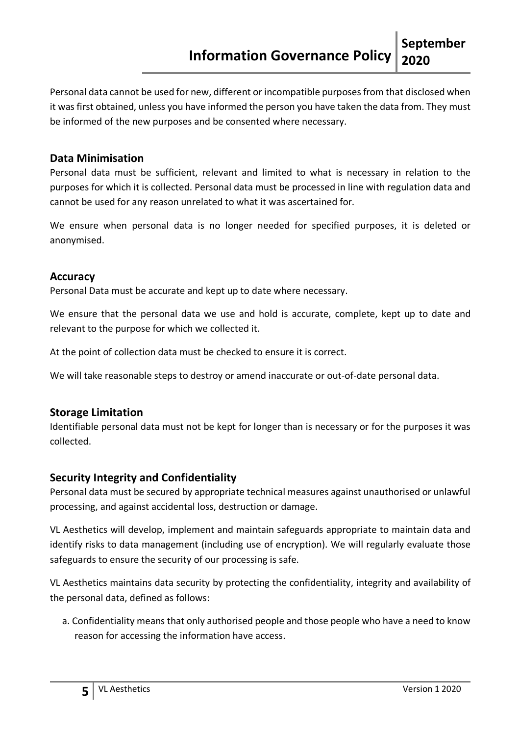Personal data cannot be used for new, different or incompatible purposes from that disclosed when it was first obtained, unless you have informed the person you have taken the data from. They must be informed of the new purposes and be consented where necessary.

## Data Minimisation

Personal data must be sufficient, relevant and limited to what is necessary in relation to the purposes for which it is collected. Personal data must be processed in line with regulation data and cannot be used for any reason unrelated to what it was ascertained for.

We ensure when personal data is no longer needed for specified purposes, it is deleted or anonymised.

## Accuracy

Personal Data must be accurate and kept up to date where necessary.

We ensure that the personal data we use and hold is accurate, complete, kept up to date and relevant to the purpose for which we collected it.

At the point of collection data must be checked to ensure it is correct.

We will take reasonable steps to destroy or amend inaccurate or out-of-date personal data.

## Storage Limitation

Identifiable personal data must not be kept for longer than is necessary or for the purposes it was collected.

## Security Integrity and Confidentiality

Personal data must be secured by appropriate technical measures against unauthorised or unlawful processing, and against accidental loss, destruction or damage.

VL Aesthetics will develop, implement and maintain safeguards appropriate to maintain data and identify risks to data management (including use of encryption). We will regularly evaluate those safeguards to ensure the security of our processing is safe.

VL Aesthetics maintains data security by protecting the confidentiality, integrity and availability of the personal data, defined as follows:

a. Confidentiality means that only authorised people and those people who have a need to know reason for accessing the information have access.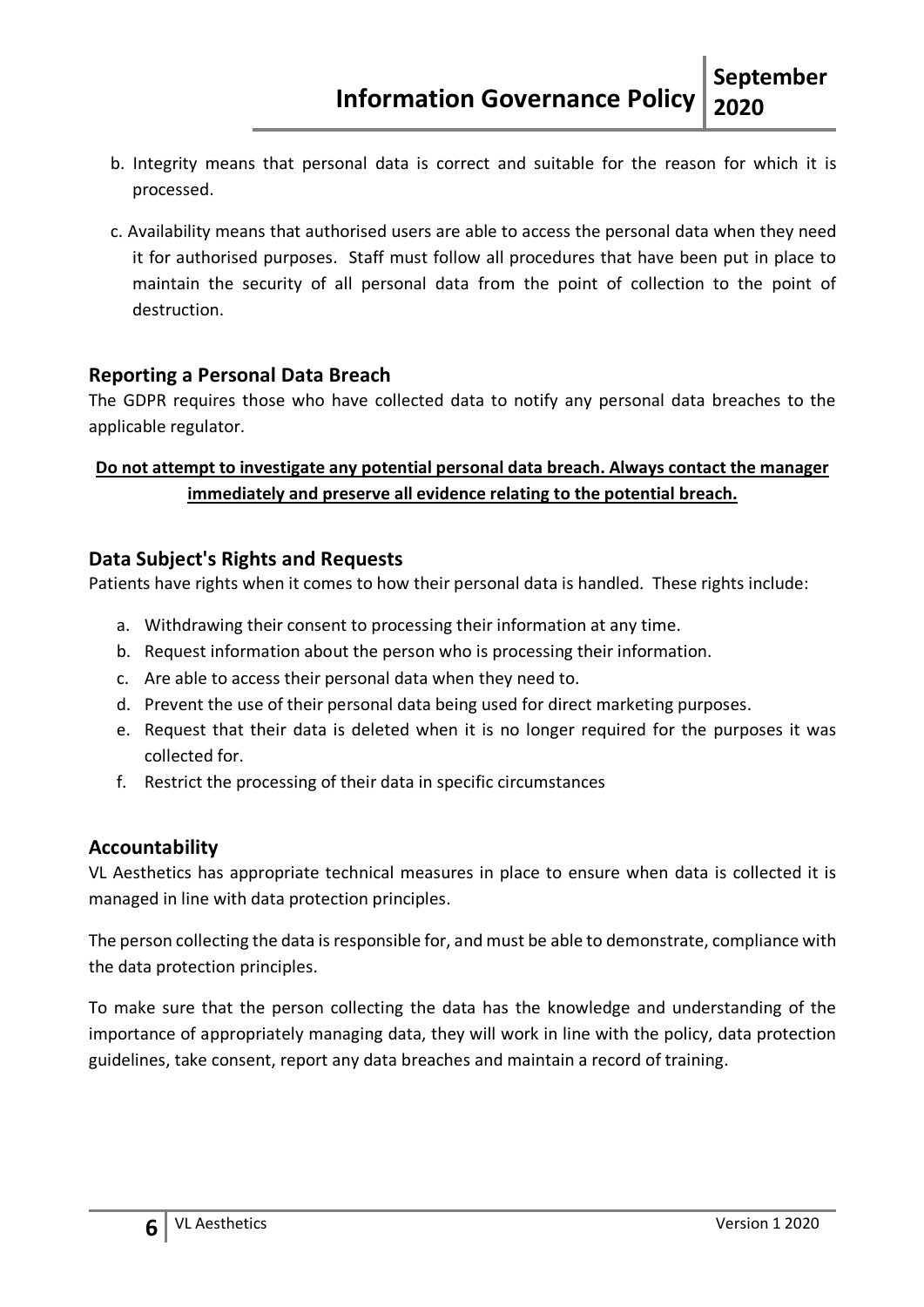b. Integrity means that personal data is correct and suitable for the reason for which it is processed.

c. Availability means that authorised users are able to access the personal data when they need it for authorised purposes. Staff must follow all procedures that have been put in place to maintain the security of all personal data from the point of collection to the point of destruction.

## Reporting a Personal Data Breach

The GDPR requires those who have collected data to notify any personal data breaches to the applicable regulator.

**<u>Do not attempt to investigate any potential personal data breach. Always contact the manager immediately and preserve all evidence relating to the potential breach.</u>**

## Data Subject's Rights and Requests

Patients have rights when it comes to how their personal data is handled. These rights include:

a. Withdrawing their consent to processing their information at any time.
b. Request information about the person who is processing their information.
c. Are able to access their personal data when they need to.
d. Prevent the use of their personal data being used for direct marketing purposes.
e. Request that their data is deleted when it is no longer required for the purposes it was collected for.
f. Restrict the processing of their data in specific circumstances

## Accountability

VL Aesthetics has appropriate technical measures in place to ensure when data is collected it is managed in line with data protection principles.

The person collecting the data is responsible for, and must be able to demonstrate, compliance with the data protection principles.

To make sure that the person collecting the data has the knowledge and understanding of the importance of appropriately managing data, they will work in line with the policy, data protection guidelines, take consent, report any data breaches and maintain a record of training.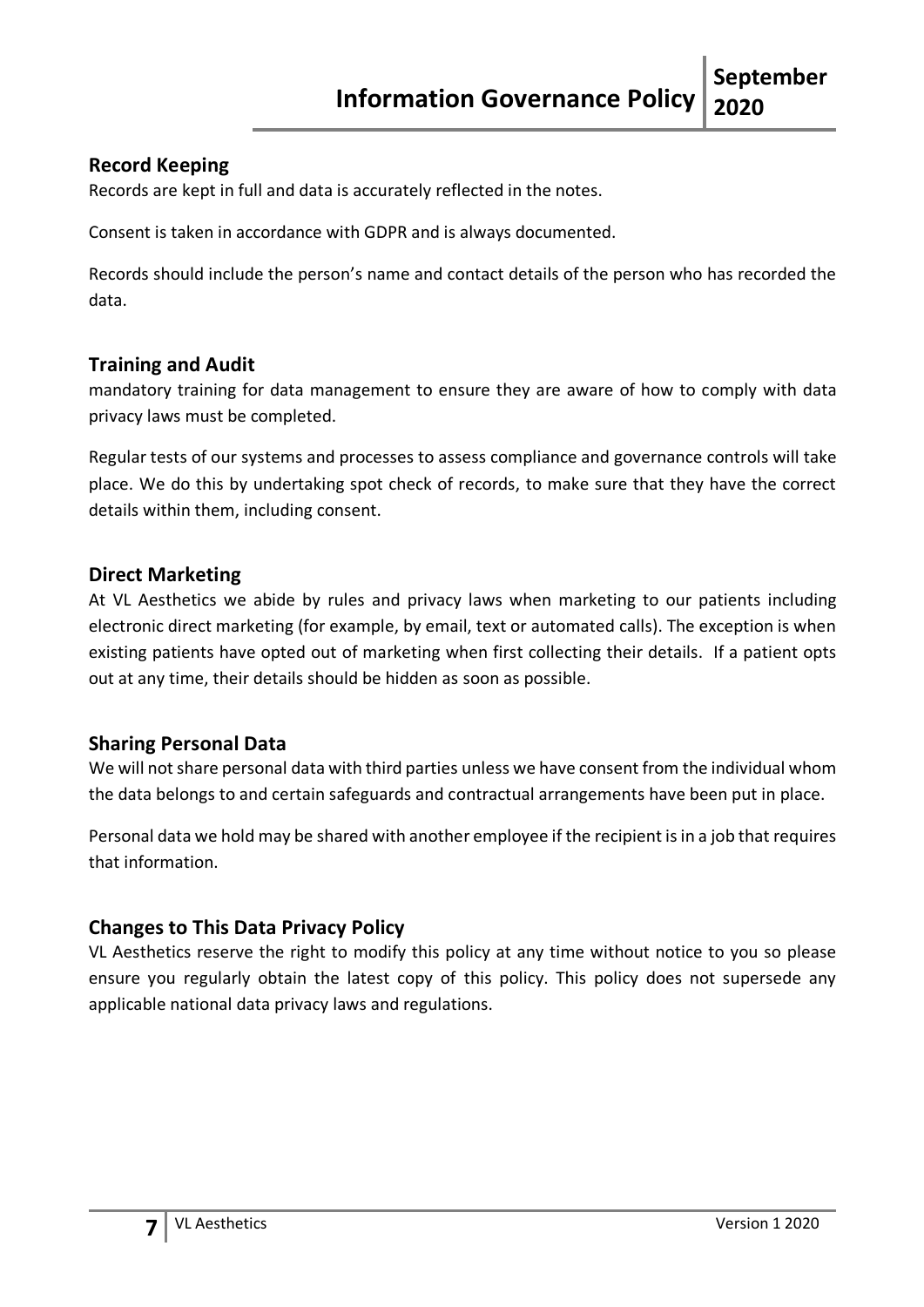## Record Keeping

Records are kept in full and data is accurately reflected in the notes.

Consent is taken in accordance with GDPR and is always documented.

Records should include the person's name and contact details of the person who has recorded the data.

## Training and Audit

mandatory training for data management to ensure they are aware of how to comply with data privacy laws must be completed.

Regular tests of our systems and processes to assess compliance and governance controls will take place. We do this by undertaking spot check of records, to make sure that they have the correct details within them, including consent.

## Direct Marketing

At VL Aesthetics we abide by rules and privacy laws when marketing to our patients including electronic direct marketing (for example, by email, text or automated calls). The exception is when existing patients have opted out of marketing when first collecting their details. If a patient opts out at any time, their details should be hidden as soon as possible.

## Sharing Personal Data

We will not share personal data with third parties unless we have consent from the individual whom the data belongs to and certain safeguards and contractual arrangements have been put in place.

Personal data we hold may be shared with another employee if the recipient is in a job that requires that information.

## Changes to This Data Privacy Policy

VL Aesthetics reserve the right to modify this policy at any time without notice to you so please ensure you regularly obtain the latest copy of this policy. This policy does not supersede any applicable national data privacy laws and regulations.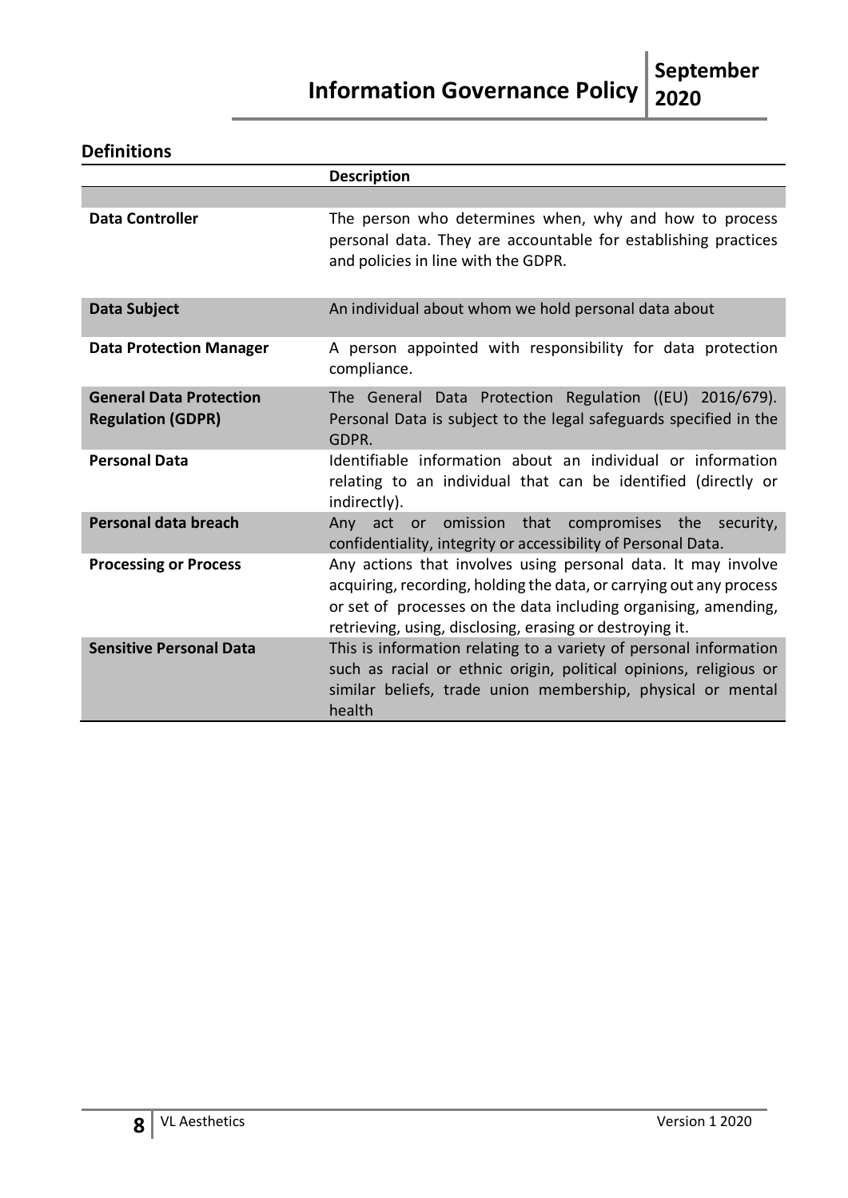## Definitions

| | Description |
|---|---|
| **Data Controller** | The person who determines when, why and how to process personal data. They are accountable for establishing practices and policies in line with the GDPR. |
| **Data Subject** | An individual about whom we hold personal data about |
| **Data Protection Manager** | A person appointed with responsibility for data protection compliance. |
| **General Data Protection Regulation (GDPR)** | The General Data Protection Regulation ((EU) 2016/679). Personal Data is subject to the legal safeguards specified in the GDPR. |
| **Personal Data** | Identifiable information about an individual or information relating to an individual that can be identified (directly or indirectly). |
| **Personal data breach** | Any act or omission that compromises the security, confidentiality, integrity or accessibility of Personal Data. |
| **Processing or Process** | Any actions that involves using personal data. It may involve acquiring, recording, holding the data, or carrying out any process or set of processes on the data including organising, amending, retrieving, using, disclosing, erasing or destroying it. |
| **Sensitive Personal Data** | This is information relating to a variety of personal information such as racial or ethnic origin, political opinions, religious or similar beliefs, trade union membership, physical or mental health |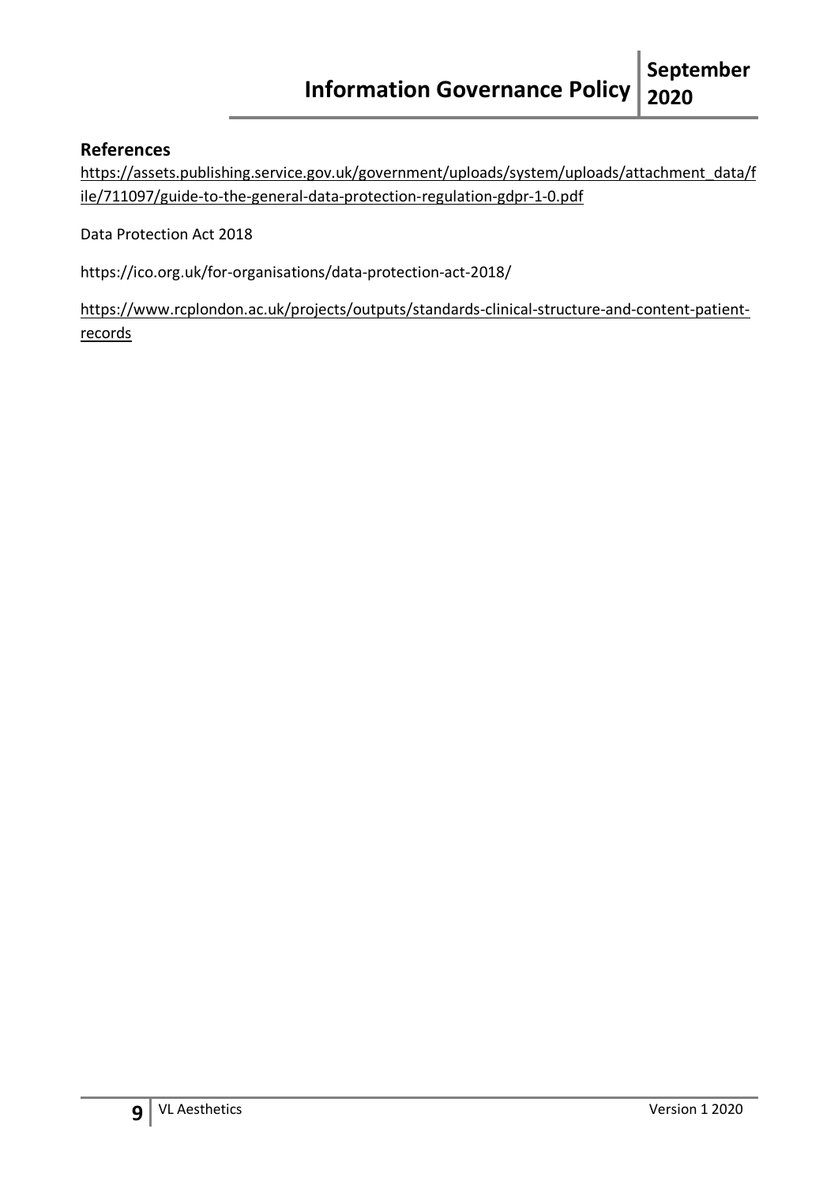## References

https://assets.publishing.service.gov.uk/government/uploads/system/uploads/attachment_data/file/711097/guide-to-the-general-data-protection-regulation-gdpr-1-0.pdf

Data Protection Act 2018

https://ico.org.uk/for-organisations/data-protection-act-2018/

https://www.rcplondon.ac.uk/projects/outputs/standards-clinical-structure-and-content-patient-records